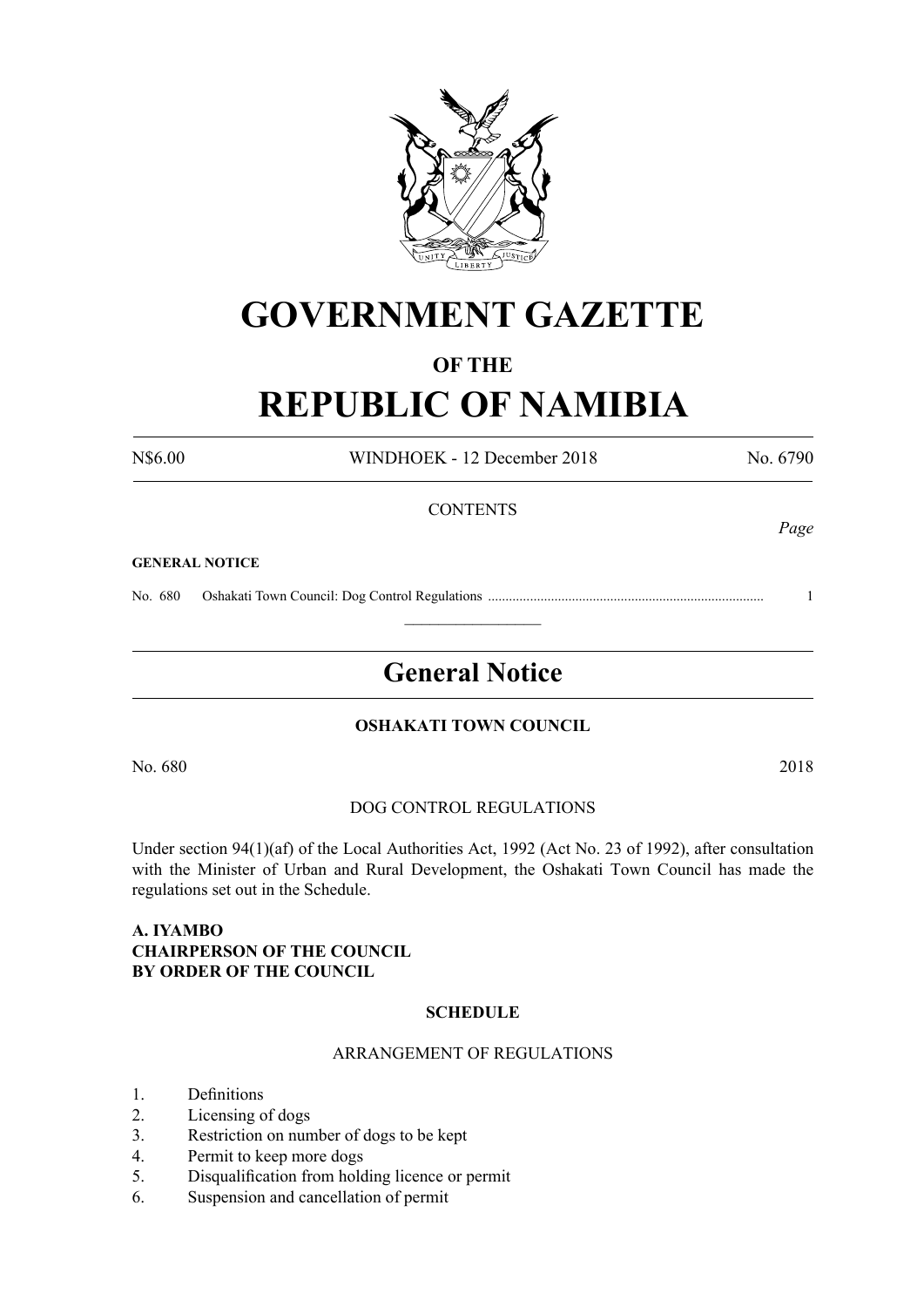# GOVERNMENT GAZETTE

### OF THE

# REPUBLIC OF NAMIBIA

N$6.00 WINDHOEK - 12 December 2018 No. 6790

CONTENTS

*Page*

**GENERAL NOTICE**

No. 680 Oshakati Town Council: Dog Control Regulations ............................................................................. 1

---

## General Notice

**OSHAKATI TOWN COUNCIL**

No. 680 2018

DOG CONTROL REGULATIONS

Under section 94(1)(af) of the Local Authorities Act, 1992 (Act No. 23 of 1992), after consultation with the Minister of Urban and Rural Development, the Oshakati Town Council has made the regulations set out in the Schedule.

**A. IYAMBO**
**CHAIRPERSON OF THE COUNCIL**
**BY ORDER OF THE COUNCIL**

**SCHEDULE**

ARRANGEMENT OF REGULATIONS

1. Definitions
2. Licensing of dogs
3. Restriction on number of dogs to be kept
4. Permit to keep more dogs
5. Disqualification from holding licence or permit
6. Suspension and cancellation of permit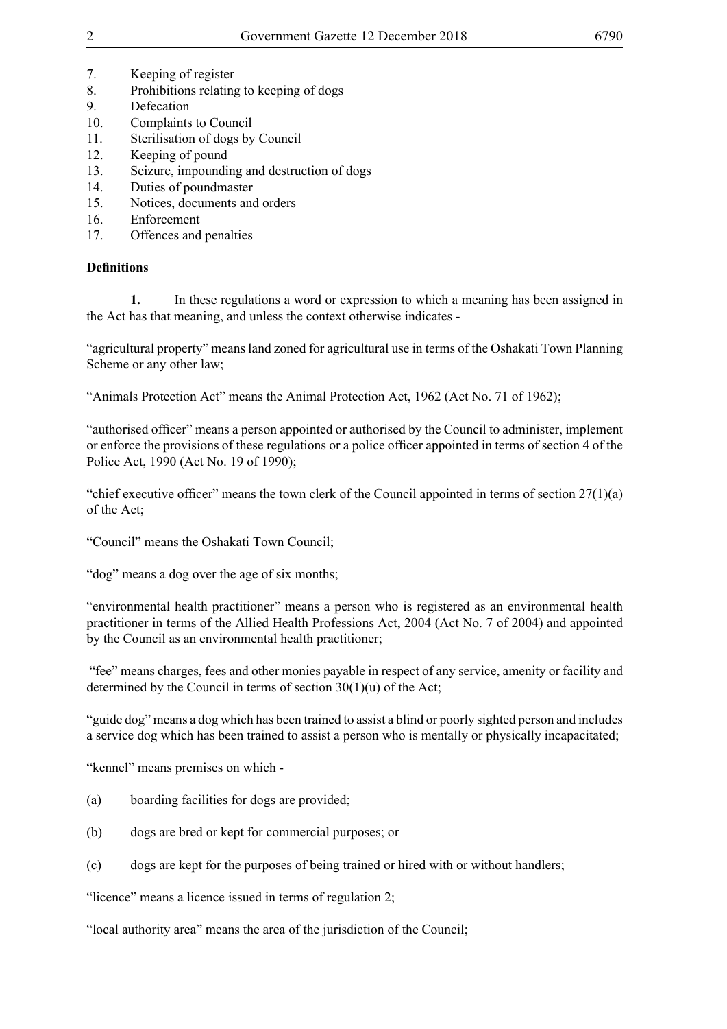7. Keeping of register
8. Prohibitions relating to keeping of dogs
9. Defecation
10. Complaints to Council
11. Sterilisation of dogs by Council
12. Keeping of pound
13. Seizure, impounding and destruction of dogs
14. Duties of poundmaster
15. Notices, documents and orders
16. Enforcement
17. Offences and penalties

**Definitions**

**1.** In these regulations a word or expression to which a meaning has been assigned in the Act has that meaning, and unless the context otherwise indicates -

"agricultural property" means land zoned for agricultural use in terms of the Oshakati Town Planning Scheme or any other law;

"Animals Protection Act" means the Animal Protection Act, 1962 (Act No. 71 of 1962);

"authorised officer" means a person appointed or authorised by the Council to administer, implement or enforce the provisions of these regulations or a police officer appointed in terms of section 4 of the Police Act, 1990 (Act No. 19 of 1990);

"chief executive officer" means the town clerk of the Council appointed in terms of section 27(1)(a) of the Act;

"Council" means the Oshakati Town Council;

"dog" means a dog over the age of six months;

"environmental health practitioner" means a person who is registered as an environmental health practitioner in terms of the Allied Health Professions Act, 2004 (Act No. 7 of 2004) and appointed by the Council as an environmental health practitioner;

"fee" means charges, fees and other monies payable in respect of any service, amenity or facility and determined by the Council in terms of section 30(1)(u) of the Act;

"guide dog" means a dog which has been trained to assist a blind or poorly sighted person and includes a service dog which has been trained to assist a person who is mentally or physically incapacitated;

"kennel" means premises on which -

(a) boarding facilities for dogs are provided;

(b) dogs are bred or kept for commercial purposes; or

(c) dogs are kept for the purposes of being trained or hired with or without handlers;

"licence" means a licence issued in terms of regulation 2;

"local authority area" means the area of the jurisdiction of the Council;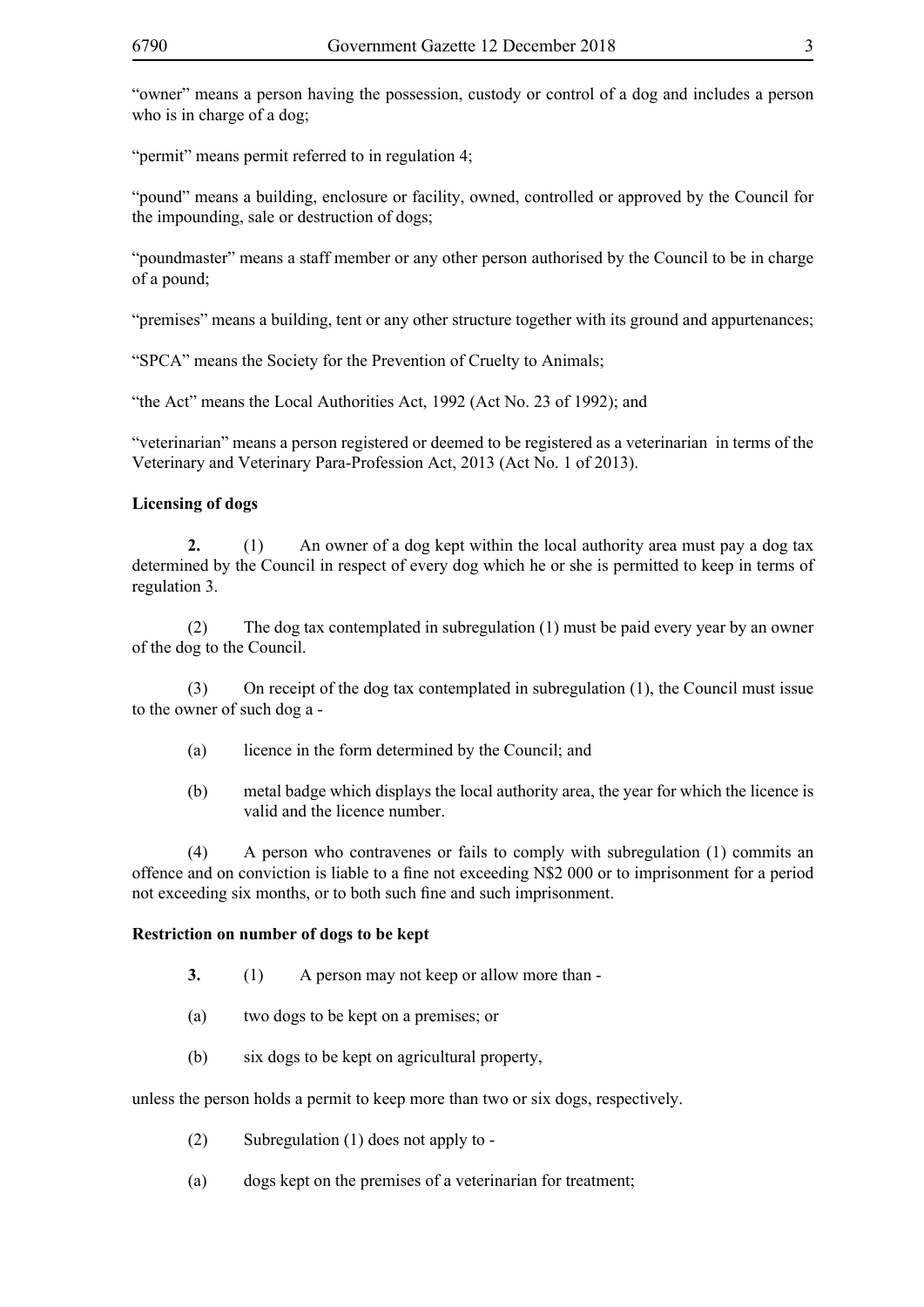"owner" means a person having the possession, custody or control of a dog and includes a person who is in charge of a dog;

"permit" means permit referred to in regulation 4;

"pound" means a building, enclosure or facility, owned, controlled or approved by the Council for the impounding, sale or destruction of dogs;

"poundmaster" means a staff member or any other person authorised by the Council to be in charge of a pound;

"premises" means a building, tent or any other structure together with its ground and appurtenances;

"SPCA" means the Society for the Prevention of Cruelty to Animals;

"the Act" means the Local Authorities Act, 1992 (Act No. 23 of 1992); and

"veterinarian" means a person registered or deemed to be registered as a veterinarian in terms of the Veterinary and Veterinary Para-Profession Act, 2013 (Act No. 1 of 2013).

**Licensing of dogs**

**2.** (1) An owner of a dog kept within the local authority area must pay a dog tax determined by the Council in respect of every dog which he or she is permitted to keep in terms of regulation 3.

(2) The dog tax contemplated in subregulation (1) must be paid every year by an owner of the dog to the Council.

(3) On receipt of the dog tax contemplated in subregulation (1), the Council must issue to the owner of such dog a -

(a) licence in the form determined by the Council; and

(b) metal badge which displays the local authority area, the year for which the licence is valid and the licence number.

(4) A person who contravenes or fails to comply with subregulation (1) commits an offence and on conviction is liable to a fine not exceeding N$2 000 or to imprisonment for a period not exceeding six months, or to both such fine and such imprisonment.

**Restriction on number of dogs to be kept**

**3.** (1) A person may not keep or allow more than -

(a) two dogs to be kept on a premises; or

(b) six dogs to be kept on agricultural property,

unless the person holds a permit to keep more than two or six dogs, respectively.

(2) Subregulation (1) does not apply to -

(a) dogs kept on the premises of a veterinarian for treatment;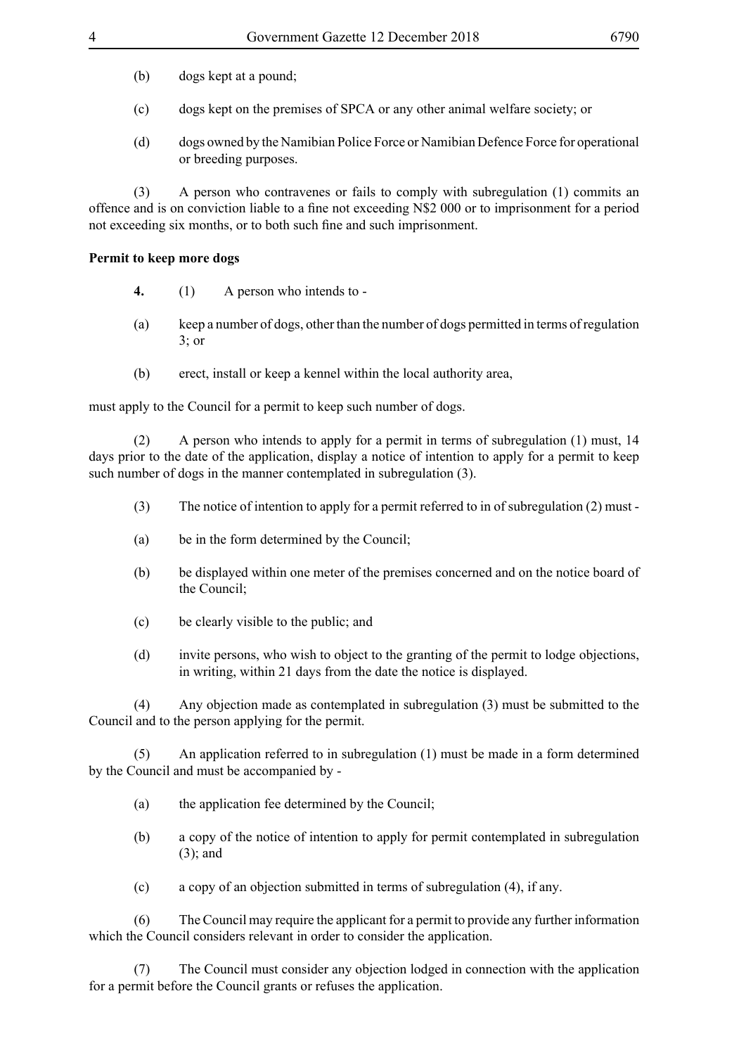(b) dogs kept at a pound;

(c) dogs kept on the premises of SPCA or any other animal welfare society; or

(d) dogs owned by the Namibian Police Force or Namibian Defence Force for operational or breeding purposes.

(3) A person who contravenes or fails to comply with subregulation (1) commits an offence and is on conviction liable to a fine not exceeding N$2 000 or to imprisonment for a period not exceeding six months, or to both such fine and such imprisonment.

**Permit to keep more dogs**

**4.** (1) A person who intends to -

(a) keep a number of dogs, other than the number of dogs permitted in terms of regulation 3; or

(b) erect, install or keep a kennel within the local authority area,

must apply to the Council for a permit to keep such number of dogs.

(2) A person who intends to apply for a permit in terms of subregulation (1) must, 14 days prior to the date of the application, display a notice of intention to apply for a permit to keep such number of dogs in the manner contemplated in subregulation (3).

(3) The notice of intention to apply for a permit referred to in of subregulation (2) must -

(a) be in the form determined by the Council;

(b) be displayed within one meter of the premises concerned and on the notice board of the Council;

(c) be clearly visible to the public; and

(d) invite persons, who wish to object to the granting of the permit to lodge objections, in writing, within 21 days from the date the notice is displayed.

(4) Any objection made as contemplated in subregulation (3) must be submitted to the Council and to the person applying for the permit.

(5) An application referred to in subregulation (1) must be made in a form determined by the Council and must be accompanied by -

(a) the application fee determined by the Council;

(b) a copy of the notice of intention to apply for permit contemplated in subregulation (3); and

(c) a copy of an objection submitted in terms of subregulation (4), if any.

(6) The Council may require the applicant for a permit to provide any further information which the Council considers relevant in order to consider the application.

(7) The Council must consider any objection lodged in connection with the application for a permit before the Council grants or refuses the application.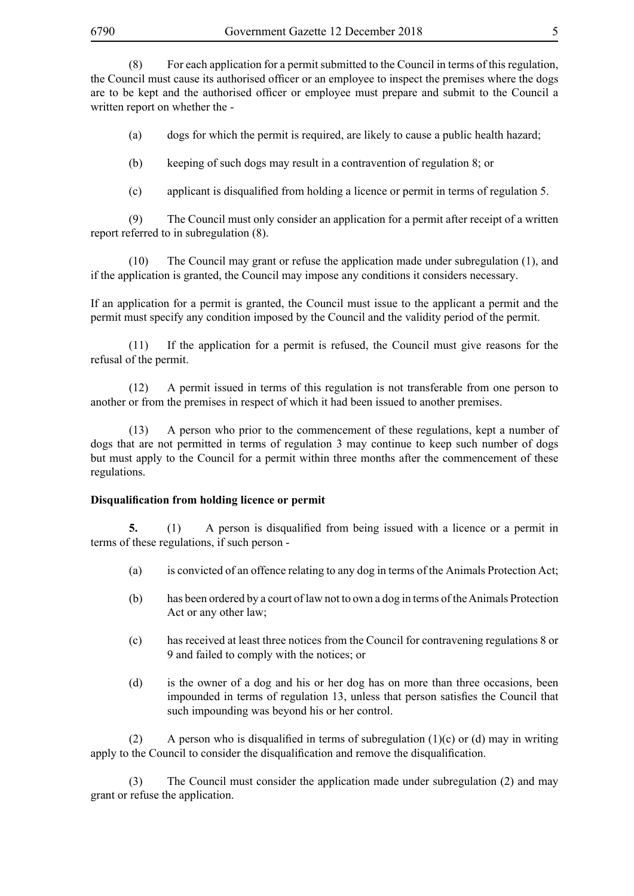(8) For each application for a permit submitted to the Council in terms of this regulation, the Council must cause its authorised officer or an employee to inspect the premises where the dogs are to be kept and the authorised officer or employee must prepare and submit to the Council a written report on whether the -

(a) dogs for which the permit is required, are likely to cause a public health hazard;

(b) keeping of such dogs may result in a contravention of regulation 8; or

(c) applicant is disqualified from holding a licence or permit in terms of regulation 5.

(9) The Council must only consider an application for a permit after receipt of a written report referred to in subregulation (8).

(10) The Council may grant or refuse the application made under subregulation (1), and if the application is granted, the Council may impose any conditions it considers necessary.

If an application for a permit is granted, the Council must issue to the applicant a permit and the permit must specify any condition imposed by the Council and the validity period of the permit.

(11) If the application for a permit is refused, the Council must give reasons for the refusal of the permit.

(12) A permit issued in terms of this regulation is not transferable from one person to another or from the premises in respect of which it had been issued to another premises.

(13) A person who prior to the commencement of these regulations, kept a number of dogs that are not permitted in terms of regulation 3 may continue to keep such number of dogs but must apply to the Council for a permit within three months after the commencement of these regulations.

**Disqualification from holding licence or permit**

**5.** (1) A person is disqualified from being issued with a licence or a permit in terms of these regulations, if such person -

(a) is convicted of an offence relating to any dog in terms of the Animals Protection Act;

(b) has been ordered by a court of law not to own a dog in terms of the Animals Protection Act or any other law;

(c) has received at least three notices from the Council for contravening regulations 8 or 9 and failed to comply with the notices; or

(d) is the owner of a dog and his or her dog has on more than three occasions, been impounded in terms of regulation 13, unless that person satisfies the Council that such impounding was beyond his or her control.

(2) A person who is disqualified in terms of subregulation (1)(c) or (d) may in writing apply to the Council to consider the disqualification and remove the disqualification.

(3) The Council must consider the application made under subregulation (2) and may grant or refuse the application.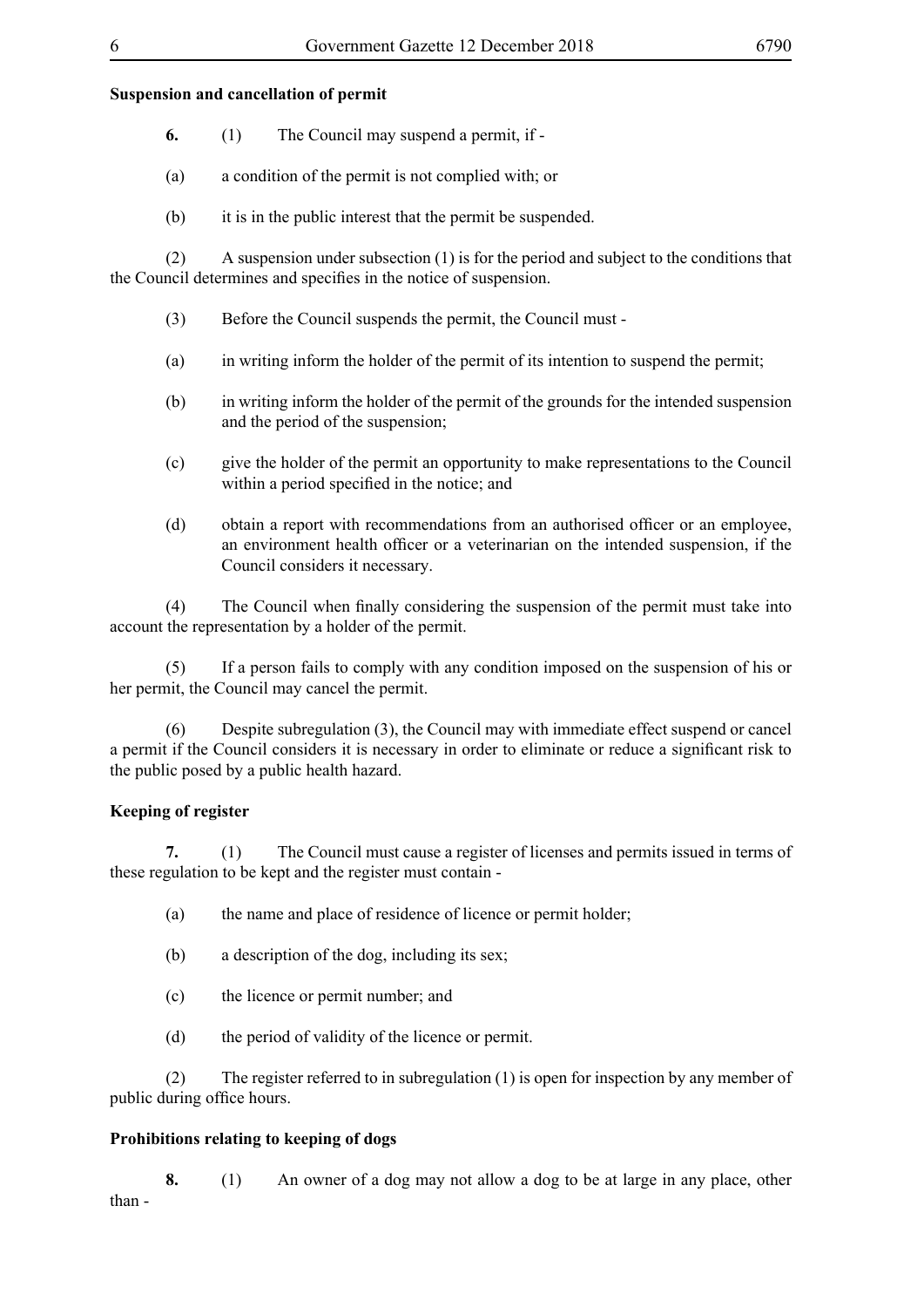**Suspension and cancellation of permit**

**6.** (1) The Council may suspend a permit, if -

(a) a condition of the permit is not complied with; or

(b) it is in the public interest that the permit be suspended.

(2) A suspension under subsection (1) is for the period and subject to the conditions that the Council determines and specifies in the notice of suspension.

(3) Before the Council suspends the permit, the Council must -

(a) in writing inform the holder of the permit of its intention to suspend the permit;

(b) in writing inform the holder of the permit of the grounds for the intended suspension and the period of the suspension;

(c) give the holder of the permit an opportunity to make representations to the Council within a period specified in the notice; and

(d) obtain a report with recommendations from an authorised officer or an employee, an environment health officer or a veterinarian on the intended suspension, if the Council considers it necessary.

(4) The Council when finally considering the suspension of the permit must take into account the representation by a holder of the permit.

(5) If a person fails to comply with any condition imposed on the suspension of his or her permit, the Council may cancel the permit.

(6) Despite subregulation (3), the Council may with immediate effect suspend or cancel a permit if the Council considers it is necessary in order to eliminate or reduce a significant risk to the public posed by a public health hazard.

**Keeping of register**

**7.** (1) The Council must cause a register of licenses and permits issued in terms of these regulation to be kept and the register must contain -

(a) the name and place of residence of licence or permit holder;

(b) a description of the dog, including its sex;

(c) the licence or permit number; and

(d) the period of validity of the licence or permit.

(2) The register referred to in subregulation (1) is open for inspection by any member of public during office hours.

**Prohibitions relating to keeping of dogs**

**8.** (1) An owner of a dog may not allow a dog to be at large in any place, other than -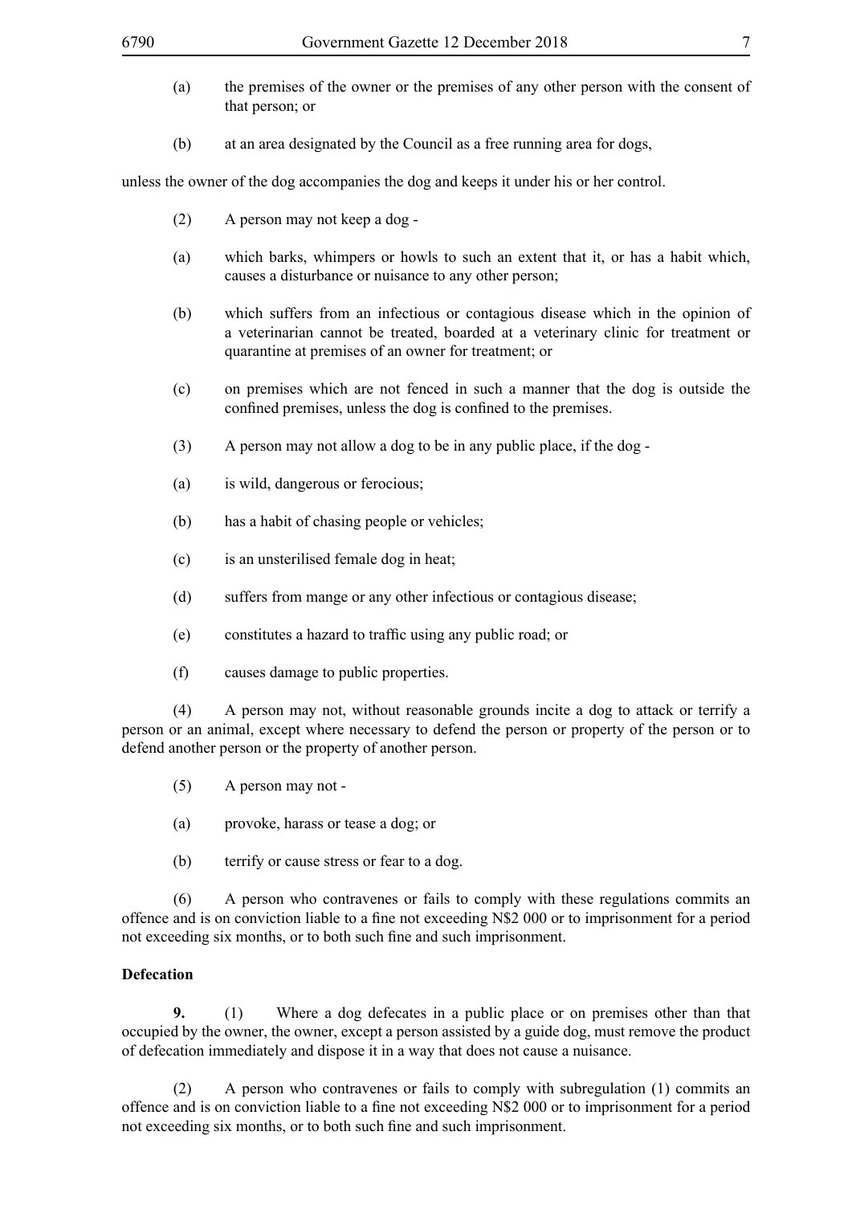(a) the premises of the owner or the premises of any other person with the consent of that person; or

(b) at an area designated by the Council as a free running area for dogs,

unless the owner of the dog accompanies the dog and keeps it under his or her control.

(2) A person may not keep a dog -

(a) which barks, whimpers or howls to such an extent that it, or has a habit which, causes a disturbance or nuisance to any other person;

(b) which suffers from an infectious or contagious disease which in the opinion of a veterinarian cannot be treated, boarded at a veterinary clinic for treatment or quarantine at premises of an owner for treatment; or

(c) on premises which are not fenced in such a manner that the dog is outside the confined premises, unless the dog is confined to the premises.

(3) A person may not allow a dog to be in any public place, if the dog -

(a) is wild, dangerous or ferocious;

(b) has a habit of chasing people or vehicles;

(c) is an unsterilised female dog in heat;

(d) suffers from mange or any other infectious or contagious disease;

(e) constitutes a hazard to traffic using any public road; or

(f) causes damage to public properties.

(4) A person may not, without reasonable grounds incite a dog to attack or terrify a person or an animal, except where necessary to defend the person or property of the person or to defend another person or the property of another person.

(5) A person may not -

(a) provoke, harass or tease a dog; or

(b) terrify or cause stress or fear to a dog.

(6) A person who contravenes or fails to comply with these regulations commits an offence and is on conviction liable to a fine not exceeding N$2 000 or to imprisonment for a period not exceeding six months, or to both such fine and such imprisonment.

**Defecation**

**9.** (1) Where a dog defecates in a public place or on premises other than that occupied by the owner, the owner, except a person assisted by a guide dog, must remove the product of defecation immediately and dispose it in a way that does not cause a nuisance.

(2) A person who contravenes or fails to comply with subregulation (1) commits an offence and is on conviction liable to a fine not exceeding N$2 000 or to imprisonment for a period not exceeding six months, or to both such fine and such imprisonment.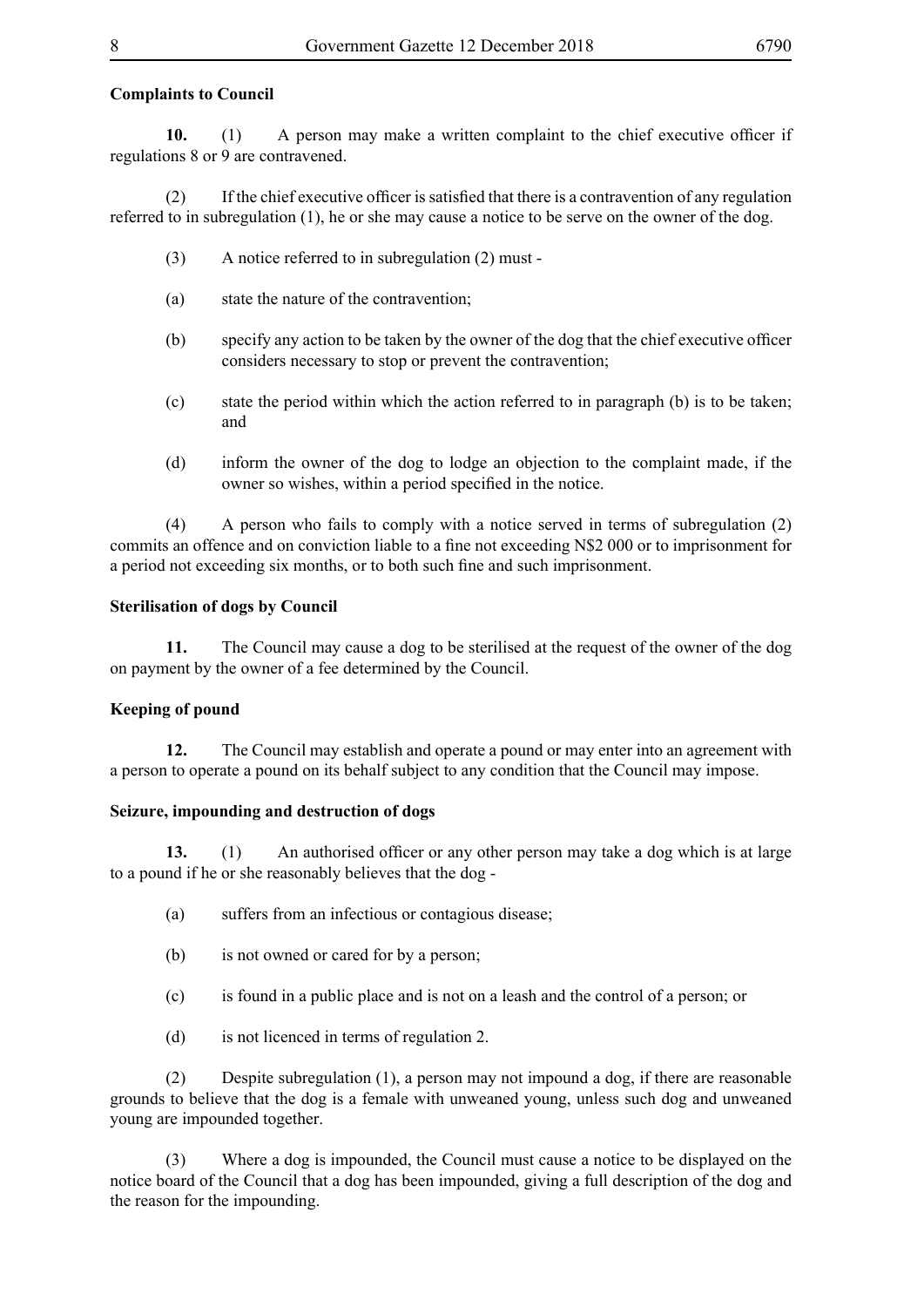**Complaints to Council**

**10.** (1) A person may make a written complaint to the chief executive officer if regulations 8 or 9 are contravened.

(2) If the chief executive officer is satisfied that there is a contravention of any regulation referred to in subregulation (1), he or she may cause a notice to be serve on the owner of the dog.

(3) A notice referred to in subregulation (2) must -

(a) state the nature of the contravention;

(b) specify any action to be taken by the owner of the dog that the chief executive officer considers necessary to stop or prevent the contravention;

(c) state the period within which the action referred to in paragraph (b) is to be taken; and

(d) inform the owner of the dog to lodge an objection to the complaint made, if the owner so wishes, within a period specified in the notice.

(4) A person who fails to comply with a notice served in terms of subregulation (2) commits an offence and on conviction liable to a fine not exceeding N$2 000 or to imprisonment for a period not exceeding six months, or to both such fine and such imprisonment.

**Sterilisation of dogs by Council**

**11.** The Council may cause a dog to be sterilised at the request of the owner of the dog on payment by the owner of a fee determined by the Council.

**Keeping of pound**

**12.** The Council may establish and operate a pound or may enter into an agreement with a person to operate a pound on its behalf subject to any condition that the Council may impose.

**Seizure, impounding and destruction of dogs**

**13.** (1) An authorised officer or any other person may take a dog which is at large to a pound if he or she reasonably believes that the dog -

(a) suffers from an infectious or contagious disease;

(b) is not owned or cared for by a person;

(c) is found in a public place and is not on a leash and the control of a person; or

(d) is not licenced in terms of regulation 2.

(2) Despite subregulation (1), a person may not impound a dog, if there are reasonable grounds to believe that the dog is a female with unweaned young, unless such dog and unweaned young are impounded together.

(3) Where a dog is impounded, the Council must cause a notice to be displayed on the notice board of the Council that a dog has been impounded, giving a full description of the dog and the reason for the impounding.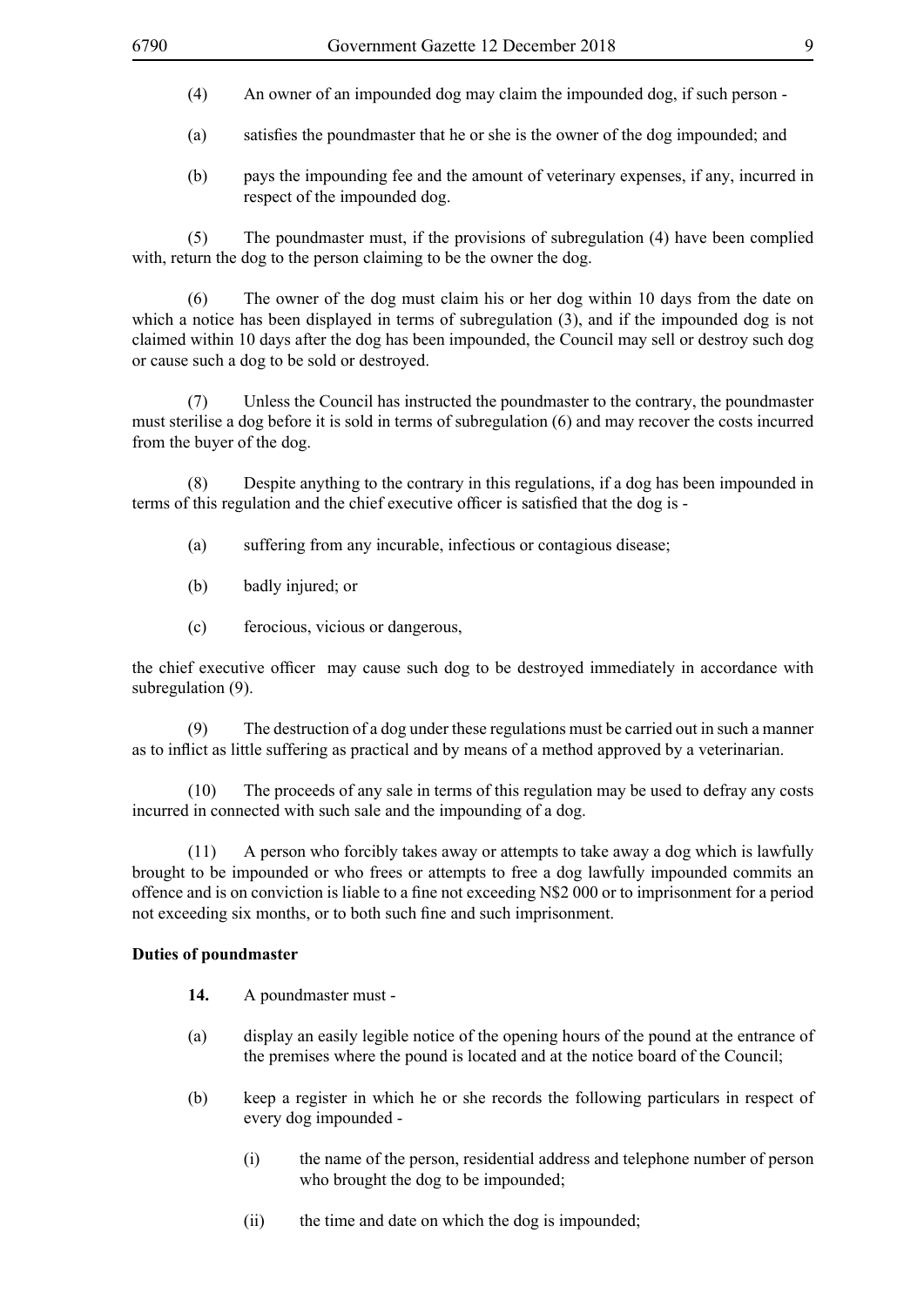(4) An owner of an impounded dog may claim the impounded dog, if such person -

(a) satisfies the poundmaster that he or she is the owner of the dog impounded; and

(b) pays the impounding fee and the amount of veterinary expenses, if any, incurred in respect of the impounded dog.

(5) The poundmaster must, if the provisions of subregulation (4) have been complied with, return the dog to the person claiming to be the owner the dog.

(6) The owner of the dog must claim his or her dog within 10 days from the date on which a notice has been displayed in terms of subregulation (3), and if the impounded dog is not claimed within 10 days after the dog has been impounded, the Council may sell or destroy such dog or cause such a dog to be sold or destroyed.

(7) Unless the Council has instructed the poundmaster to the contrary, the poundmaster must sterilise a dog before it is sold in terms of subregulation (6) and may recover the costs incurred from the buyer of the dog.

(8) Despite anything to the contrary in this regulations, if a dog has been impounded in terms of this regulation and the chief executive officer is satisfied that the dog is -

(a) suffering from any incurable, infectious or contagious disease;

(b) badly injured; or

(c) ferocious, vicious or dangerous,

the chief executive officer may cause such dog to be destroyed immediately in accordance with subregulation (9).

(9) The destruction of a dog under these regulations must be carried out in such a manner as to inflict as little suffering as practical and by means of a method approved by a veterinarian.

(10) The proceeds of any sale in terms of this regulation may be used to defray any costs incurred in connected with such sale and the impounding of a dog.

(11) A person who forcibly takes away or attempts to take away a dog which is lawfully brought to be impounded or who frees or attempts to free a dog lawfully impounded commits an offence and is on conviction is liable to a fine not exceeding N$2 000 or to imprisonment for a period not exceeding six months, or to both such fine and such imprisonment.

**Duties of poundmaster**

**14.** A poundmaster must -

(a) display an easily legible notice of the opening hours of the pound at the entrance of the premises where the pound is located and at the notice board of the Council;

(b) keep a register in which he or she records the following particulars in respect of every dog impounded -

(i) the name of the person, residential address and telephone number of person who brought the dog to be impounded;

(ii) the time and date on which the dog is impounded;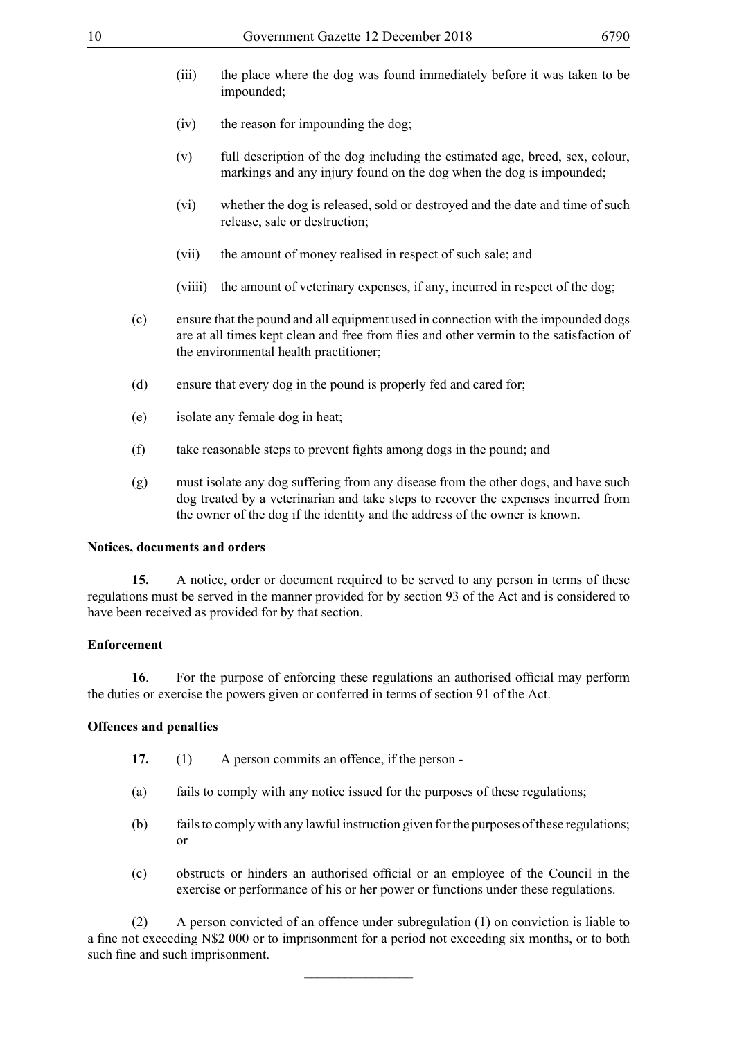(iii) the place where the dog was found immediately before it was taken to be impounded;

(iv) the reason for impounding the dog;

(v) full description of the dog including the estimated age, breed, sex, colour, markings and any injury found on the dog when the dog is impounded;

(vi) whether the dog is released, sold or destroyed and the date and time of such release, sale or destruction;

(vii) the amount of money realised in respect of such sale; and

(viiii) the amount of veterinary expenses, if any, incurred in respect of the dog;

(c) ensure that the pound and all equipment used in connection with the impounded dogs are at all times kept clean and free from flies and other vermin to the satisfaction of the environmental health practitioner;

(d) ensure that every dog in the pound is properly fed and cared for;

(e) isolate any female dog in heat;

(f) take reasonable steps to prevent fights among dogs in the pound; and

(g) must isolate any dog suffering from any disease from the other dogs, and have such dog treated by a veterinarian and take steps to recover the expenses incurred from the owner of the dog if the identity and the address of the owner is known.

**Notices, documents and orders**

**15.** A notice, order or document required to be served to any person in terms of these regulations must be served in the manner provided for by section 93 of the Act and is considered to have been received as provided for by that section.

**Enforcement**

**16**. For the purpose of enforcing these regulations an authorised official may perform the duties or exercise the powers given or conferred in terms of section 91 of the Act.

**Offences and penalties**

**17.** (1) A person commits an offence, if the person -

(a) fails to comply with any notice issued for the purposes of these regulations;

(b) fails to comply with any lawful instruction given for the purposes of these regulations; or

(c) obstructs or hinders an authorised official or an employee of the Council in the exercise or performance of his or her power or functions under these regulations.

(2) A person convicted of an offence under subregulation (1) on conviction is liable to a fine not exceeding N$2 000 or to imprisonment for a period not exceeding six months, or to both such fine and such imprisonment.

________________